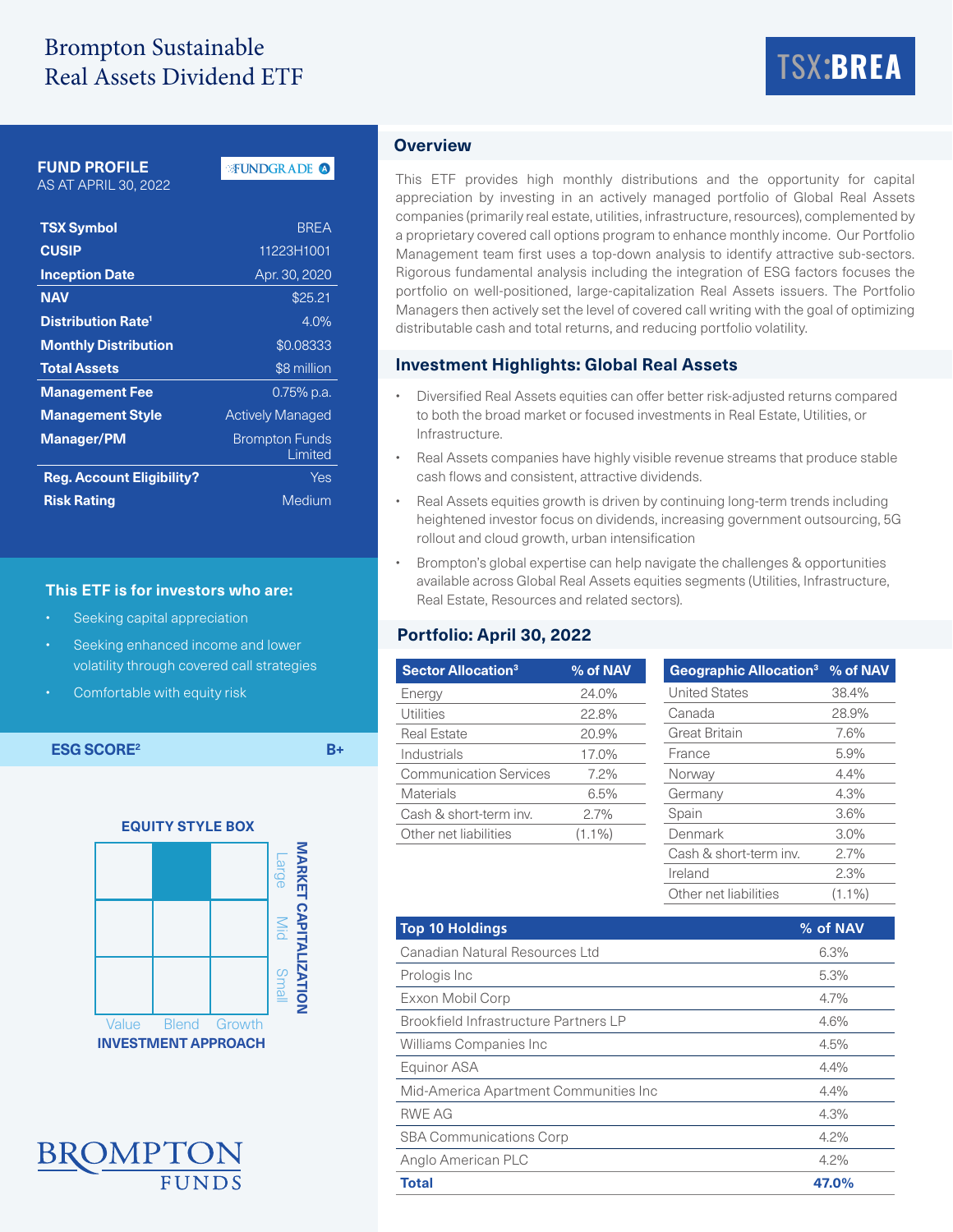# Brompton Sustainable Real Assets Dividend ETF

**TSX:BREA**

## FUND PROFILE

AS AT APRIL 30, 2022

FUNDGRADE A

| | |
|---|---|
| **TSX Symbol** | BREA |
| **CUSIP** | 11223H1001 |
| **Inception Date** | Apr. 30, 2020 |
| **NAV** | $25.21 |
| **Distribution Rate**[1] | 4.0% |
| **Monthly Distribution** | $0.08333 |
| **Total Assets** | $8 million |
| **Management Fee** | 0.75% p.a. |
| **Management Style** | Actively Managed |
| **Manager/PM** | Brompton Funds Limited |
| **Reg. Account Eligibility?** | Yes |
| **Risk Rating** | Medium |

### This ETF is for investors who are:

- Seeking capital appreciation
- Seeking enhanced income and lower volatility through covered call strategies
- Comfortable with equity risk

**ESG SCORE**[2] **B+**

### EQUITY STYLE BOX

| | Value | Blend | Growth |
|---|---|---|---|
| Large | | ■ | |
| Mid | | | |
| Small | | | |

INVESTMENT APPROACH / MARKET CAPITALIZATION

BROMPTON FUNDS

## Overview

This ETF provides high monthly distributions and the opportunity for capital appreciation by investing in an actively managed portfolio of Global Real Assets companies (primarily real estate, utilities, infrastructure, resources), complemented by a proprietary covered call options program to enhance monthly income. Our Portfolio Management team first uses a top-down analysis to identify attractive sub-sectors. Rigorous fundamental analysis including the integration of ESG factors focuses the portfolio on well-positioned, large-capitalization Real Assets issuers. The Portfolio Managers then actively set the level of covered call writing with the goal of optimizing distributable cash and total returns, and reducing portfolio volatility.

## Investment Highlights: Global Real Assets

- Diversified Real Assets equities can offer better risk-adjusted returns compared to both the broad market or focused investments in Real Estate, Utilities, or Infrastructure.
- Real Assets companies have highly visible revenue streams that produce stable cash flows and consistent, attractive dividends.
- Real Assets equities growth is driven by continuing long-term trends including heightened investor focus on dividends, increasing government outsourcing, 5G rollout and cloud growth, urban intensification
- Brompton's global expertise can help navigate the challenges & opportunities available across Global Real Assets equities segments (Utilities, Infrastructure, Real Estate, Resources and related sectors).

## Portfolio: April 30, 2022

| Sector Allocation[3] | % of NAV |
|---|---|
| Energy | 24.0% |
| Utilities | 22.8% |
| Real Estate | 20.9% |
| Industrials | 17.0% |
| Communication Services | 7.2% |
| Materials | 6.5% |
| Cash & short-term inv. | 2.7% |
| Other net liabilities | (1.1%) |

| Geographic Allocation[3] | % of NAV |
|---|---|
| United States | 38.4% |
| Canada | 28.9% |
| Great Britain | 7.6% |
| France | 5.9% |
| Norway | 4.4% |
| Germany | 4.3% |
| Spain | 3.6% |
| Denmark | 3.0% |
| Cash & short-term inv. | 2.7% |
| Ireland | 2.3% |
| Other net liabilities | (1.1%) |

| Top 10 Holdings | % of NAV |
|---|---|
| Canadian Natural Resources Ltd | 6.3% |
| Prologis Inc | 5.3% |
| Exxon Mobil Corp | 4.7% |
| Brookfield Infrastructure Partners LP | 4.6% |
| Williams Companies Inc | 4.5% |
| Equinor ASA | 4.4% |
| Mid-America Apartment Communities Inc | 4.4% |
| RWE AG | 4.3% |
| SBA Communications Corp | 4.2% |
| Anglo American PLC | 4.2% |
| **Total** | **47.0%** |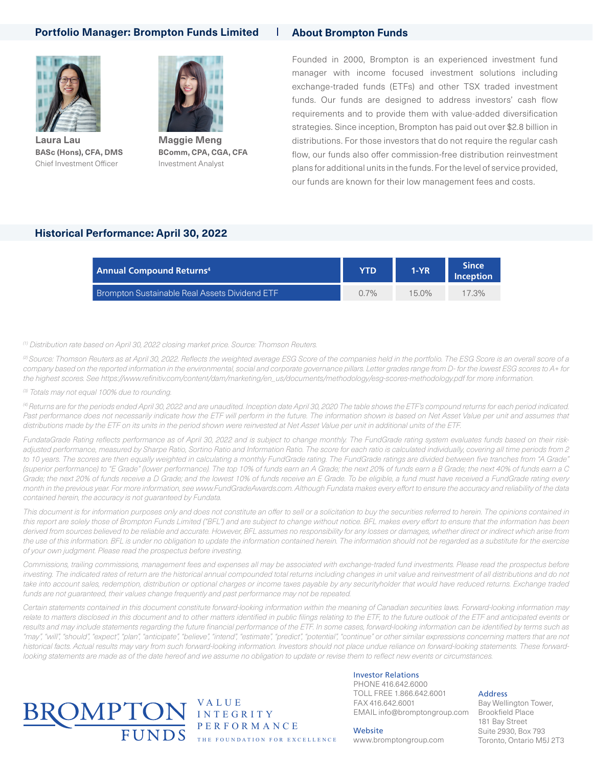## Portfolio Manager: Brompton Funds Limited

**Laura Lau**
**BASc (Hons), CFA, DMS**
Chief Investment Officer

**Maggie Meng**
**BComm, CPA, CGA, CFA**
Investment Analyst

## About Brompton Funds

Founded in 2000, Brompton is an experienced investment fund manager with income focused investment solutions including exchange-traded funds (ETFs) and other TSX traded investment funds. Our funds are designed to address investors' cash flow requirements and to provide them with value-added diversification strategies. Since inception, Brompton has paid out over $2.8 billion in distributions. For those investors that do not require the regular cash flow, our funds also offer commission-free distribution reinvestment plans for additional units in the funds. For the level of service provided, our funds are known for their low management fees and costs.

## Historical Performance: April 30, 2022

| Annual Compound Returns[4] | YTD | 1-YR | Since Inception |
|---|---|---|---|
| Brompton Sustainable Real Assets Dividend ETF | 0.7% | 15.0% | 17.3% |

*[1] Distribution rate based on April 30, 2022 closing market price. Source: Thomson Reuters.*

*[2] Source: Thomson Reuters as at April 30, 2022. Reflects the weighted average ESG Score of the companies held in the portfolio. The ESG Score is an overall score of a company based on the reported information in the environmental, social and corporate governance pillars. Letter grades range from D- for the lowest ESG scores to A+ for the highest scores. See https://www.refinitiv.com/content/dam/marketing/en_us/documents/methodology/esg-scores-methodology.pdf for more information.*

*[3] Totals may not equal 100% due to rounding.*

*[4] Returns are for the periods ended April 30, 2022 and are unaudited. Inception date April 30, 2020 The table shows the ETF's compound returns for each period indicated. Past performance does not necessarily indicate how the ETF will perform in the future. The information shown is based on Net Asset Value per unit and assumes that distributions made by the ETF on its units in the period shown were reinvested at Net Asset Value per unit in additional units of the ETF.*

*FundataGrade Rating reflects performance as of April 30, 2022 and is subject to change monthly. The FundGrade rating system evaluates funds based on their risk-adjusted performance, measured by Sharpe Ratio, Sortino Ratio and Information Ratio. The score for each ratio is calculated individually, covering all time periods from 2 to 10 years. The scores are then equally weighted in calculating a monthly FundGrade rating. The FundGrade ratings are divided between five tranches from "A Grade" (superior performance) to "E Grade" (lower performance). The top 10% of funds earn an A Grade; the next 20% of funds earn a B Grade; the next 40% of funds earn a C Grade; the next 20% of funds receive a D Grade; and the lowest 10% of funds receive an E Grade. To be eligible, a fund must have received a FundGrade rating every month in the previous year. For more information, see www.FundGradeAwards.com. Although Fundata makes every effort to ensure the accuracy and reliability of the data contained herein, the accuracy is not guaranteed by Fundata.*

*This document is for information purposes only and does not constitute an offer to sell or a solicitation to buy the securities referred to herein. The opinions contained in this report are solely those of Brompton Funds Limited ("BFL") and are subject to change without notice. BFL makes every effort to ensure that the information has been derived from sources believed to be reliable and accurate. However, BFL assumes no responsibility for any losses or damages, whether direct or indirect which arise from the use of this information. BFL is under no obligation to update the information contained herein. The information should not be regarded as a substitute for the exercise of your own judgment. Please read the prospectus before investing.*

*Commissions, trailing commissions, management fees and expenses all may be associated with exchange-traded fund investments. Please read the prospectus before investing. The indicated rates of return are the historical annual compounded total returns including changes in unit value and reinvestment of all distributions and do not take into account sales, redemption, distribution or optional charges or income taxes payable by any securityholder that would have reduced returns. Exchange traded funds are not guaranteed, their values change frequently and past performance may not be repeated.*

*Certain statements contained in this document constitute forward-looking information within the meaning of Canadian securities laws. Forward-looking information may relate to matters disclosed in this document and to other matters identified in public filings relating to the ETF, to the future outlook of the ETF and anticipated events or results and may include statements regarding the future financial performance of the ETF. In some cases, forward-looking information can be identified by terms such as "may", "will", "should", "expect", "plan", "anticipate", "believe", "intend", "estimate", "predict", "potential", "continue" or other similar expressions concerning matters that are not historical facts. Actual results may vary from such forward-looking information. Investors should not place undue reliance on forward-looking statements. These forward-looking statements are made as of the date hereof and we assume no obligation to update or revise them to reflect new events or circumstances.*

BROMPTON FUNDS

VALUE
INTEGRITY
PERFORMANCE
THE FOUNDATION FOR EXCELLENCE

**Investor Relations**
PHONE 416.642.6000
TOLL FREE 1.866.642.6001
FAX 416.642.6001
EMAIL info@bromptongroup.com

**Website**
www.bromptongroup.com

**Address**
Bay Wellington Tower,
Brookfield Place
181 Bay Street
Suite 2930, Box 793
Toronto, Ontario M5J 2T3